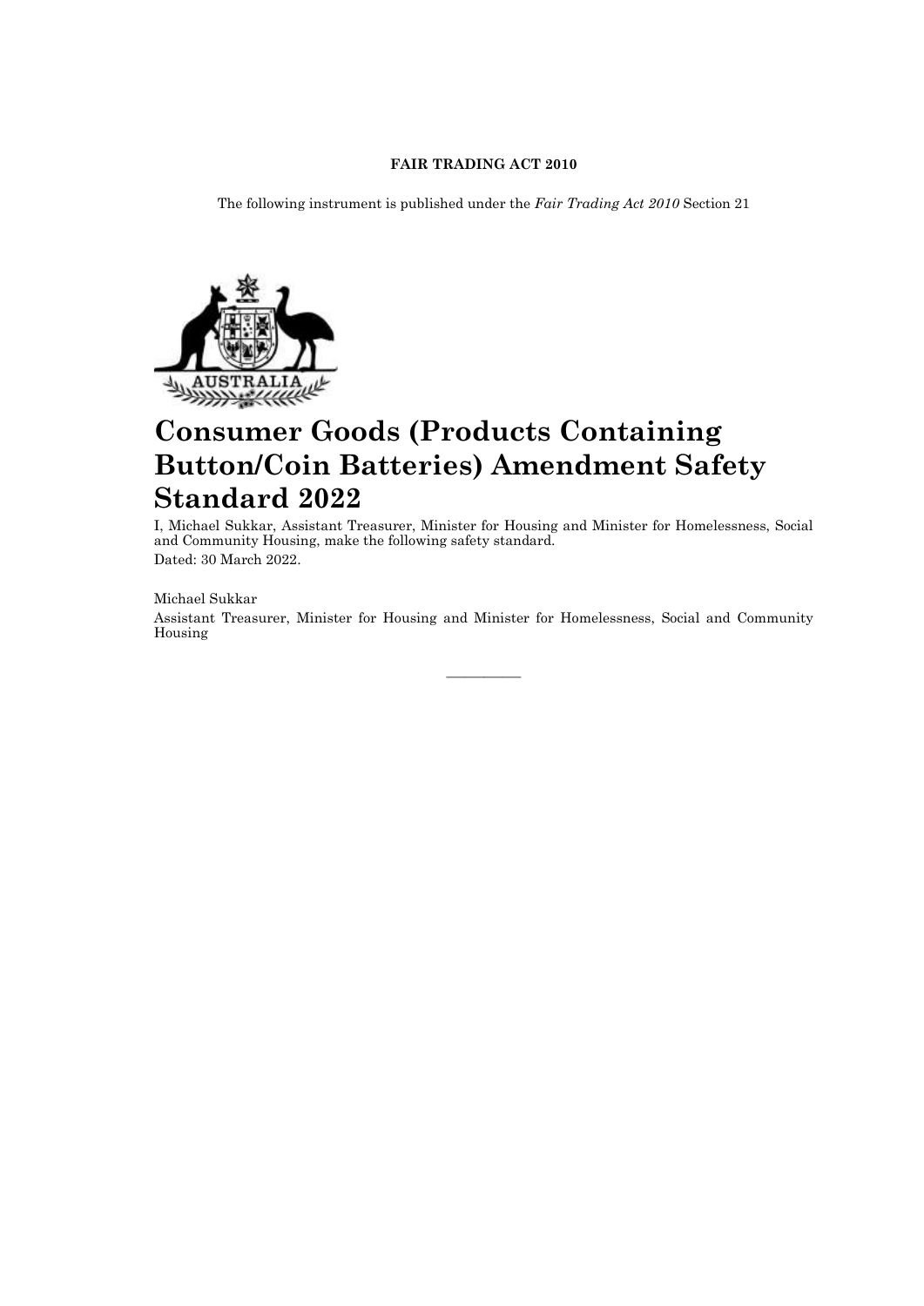**FAIR TRADING ACT 2010**

The following instrument is published under the *Fair Trading Act 2010* Section 21

# Consumer Goods (Products Containing Button/Coin Batteries) Amendment Safety Standard 2022

I, Michael Sukkar, Assistant Treasurer, Minister for Housing and Minister for Homelessness, Social and Community Housing, make the following safety standard.

Dated: 30 March 2022.

Michael Sukkar

Assistant Treasurer, Minister for Housing and Minister for Homelessness, Social and Community Housing

---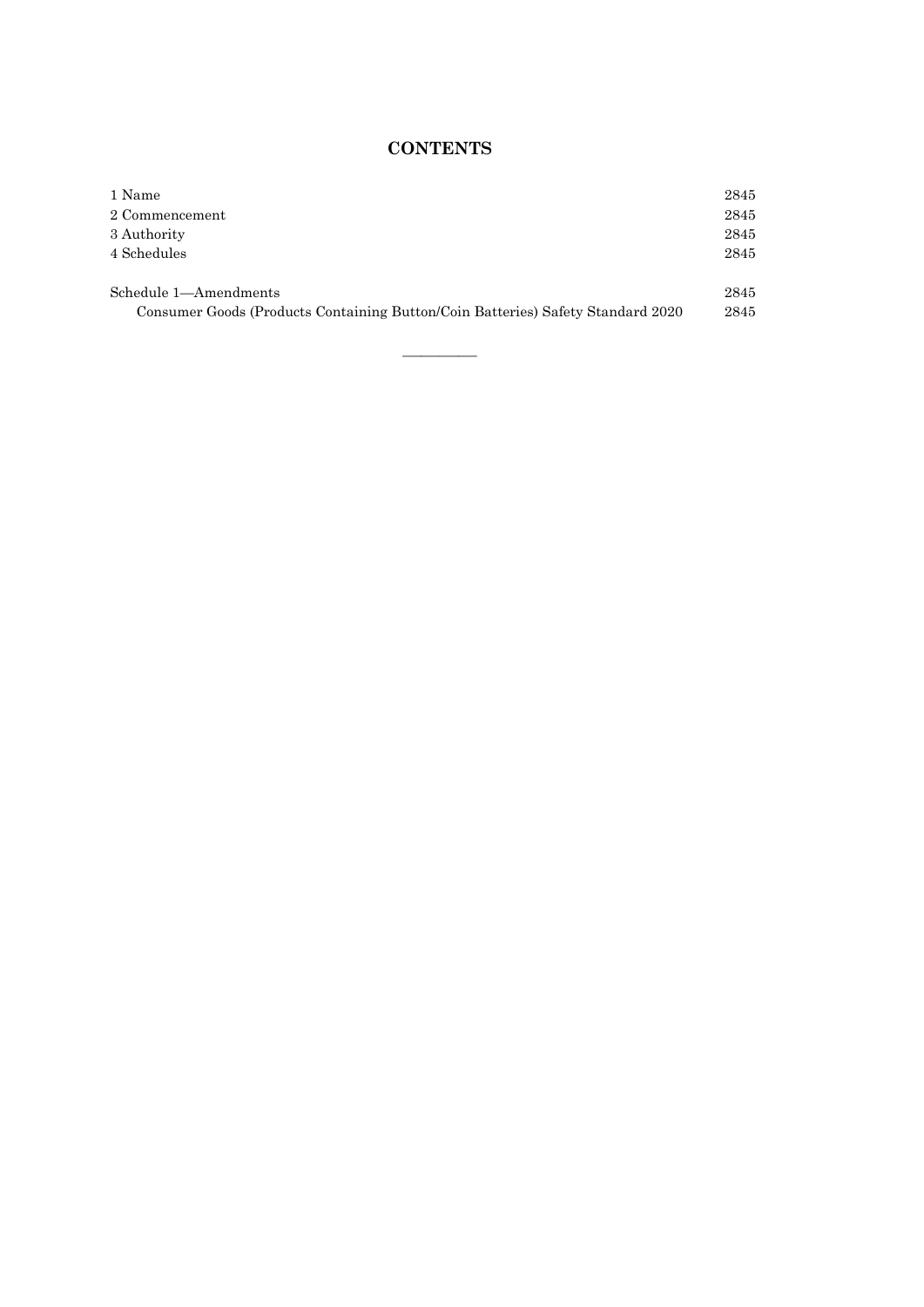## CONTENTS

| | |
|---|---|
| 1 Name | 2845 |
| 2 Commencement | 2845 |
| 3 Authority | 2845 |
| 4 Schedules | 2845 |
| | |
| Schedule 1—Amendments | 2845 |
| Consumer Goods (Products Containing Button/Coin Batteries) Safety Standard 2020 | 2845 |

---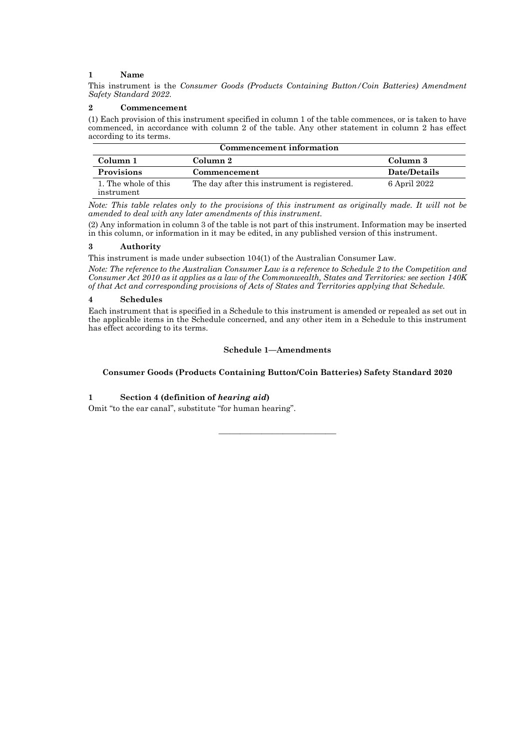## 1 Name

This instrument is the *Consumer Goods (Products Containing Button/Coin Batteries) Amendment Safety Standard 2022*.

## 2 Commencement

(1) Each provision of this instrument specified in column 1 of the table commences, or is taken to have commenced, in accordance with column 2 of the table. Any other statement in column 2 has effect according to its terms.

| Commencement information | | |
|---|---|---|
| **Column 1** | **Column 2** | **Column 3** |
| **Provisions** | **Commencement** | **Date/Details** |
| 1. The whole of this instrument | The day after this instrument is registered. | 6 April 2022 |

*Note: This table relates only to the provisions of this instrument as originally made. It will not be amended to deal with any later amendments of this instrument.*

(2) Any information in column 3 of the table is not part of this instrument. Information may be inserted in this column, or information in it may be edited, in any published version of this instrument.

## 3 Authority

This instrument is made under subsection 104(1) of the Australian Consumer Law.

*Note: The reference to the Australian Consumer Law is a reference to Schedule 2 to the Competition and Consumer Act 2010 as it applies as a law of the Commonwealth, States and Territories: see section 140K of that Act and corresponding provisions of Acts of States and Territories applying that Schedule.*

## 4 Schedules

Each instrument that is specified in a Schedule to this instrument is amended or repealed as set out in the applicable items in the Schedule concerned, and any other item in a Schedule to this instrument has effect according to its terms.

## Schedule 1—Amendments

### Consumer Goods (Products Containing Button/Coin Batteries) Safety Standard 2020

**1 Section 4 (definition of *hearing aid*)**

Omit "to the ear canal", substitute "for human hearing".